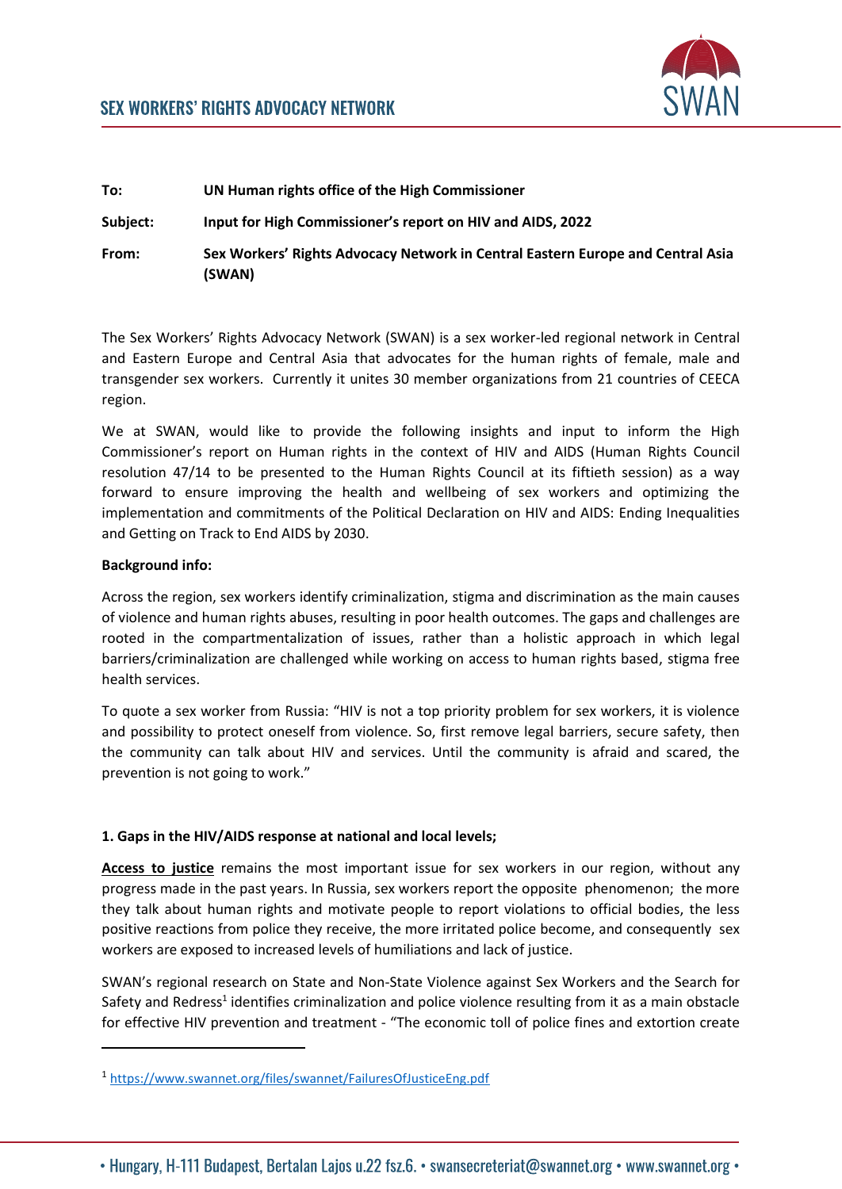# SEX WORKERS' RIGHTS ADVOCACY NETWORK

**To:** UN Human rights office of the High Commissioner

**Subject:** Input for High Commissioner's report on HIV and AIDS, 2022

**From:** Sex Workers' Rights Advocacy Network in Central Eastern Europe and Central Asia (SWAN)

The Sex Workers' Rights Advocacy Network (SWAN) is a sex worker-led regional network in Central and Eastern Europe and Central Asia that advocates for the human rights of female, male and transgender sex workers. Currently it unites 30 member organizations from 21 countries of CEECA region.

We at SWAN, would like to provide the following insights and input to inform the High Commissioner's report on Human rights in the context of HIV and AIDS (Human Rights Council resolution 47/14 to be presented to the Human Rights Council at its fiftieth session) as a way forward to ensure improving the health and wellbeing of sex workers and optimizing the implementation and commitments of the Political Declaration on HIV and AIDS: Ending Inequalities and Getting on Track to End AIDS by 2030.

**Background info:**

Across the region, sex workers identify criminalization, stigma and discrimination as the main causes of violence and human rights abuses, resulting in poor health outcomes. The gaps and challenges are rooted in the compartmentalization of issues, rather than a holistic approach in which legal barriers/criminalization are challenged while working on access to human rights based, stigma free health services.

To quote a sex worker from Russia: "HIV is not a top priority problem for sex workers, it is violence and possibility to protect oneself from violence. So, first remove legal barriers, secure safety, then the community can talk about HIV and services. Until the community is afraid and scared, the prevention is not going to work."

**1. Gaps in the HIV/AIDS response at national and local levels;**

**Access to justice** remains the most important issue for sex workers in our region, without any progress made in the past years. In Russia, sex workers report the opposite phenomenon; the more they talk about human rights and motivate people to report violations to official bodies, the less positive reactions from police they receive, the more irritated police become, and consequently sex workers are exposed to increased levels of humiliations and lack of justice.

SWAN's regional research on State and Non-State Violence against Sex Workers and the Search for Safety and Redress[1] identifies criminalization and police violence resulting from it as a main obstacle for effective HIV prevention and treatment - "The economic toll of police fines and extortion create

[1] https://www.swannet.org/files/swannet/FailuresOfJusticeEng.pdf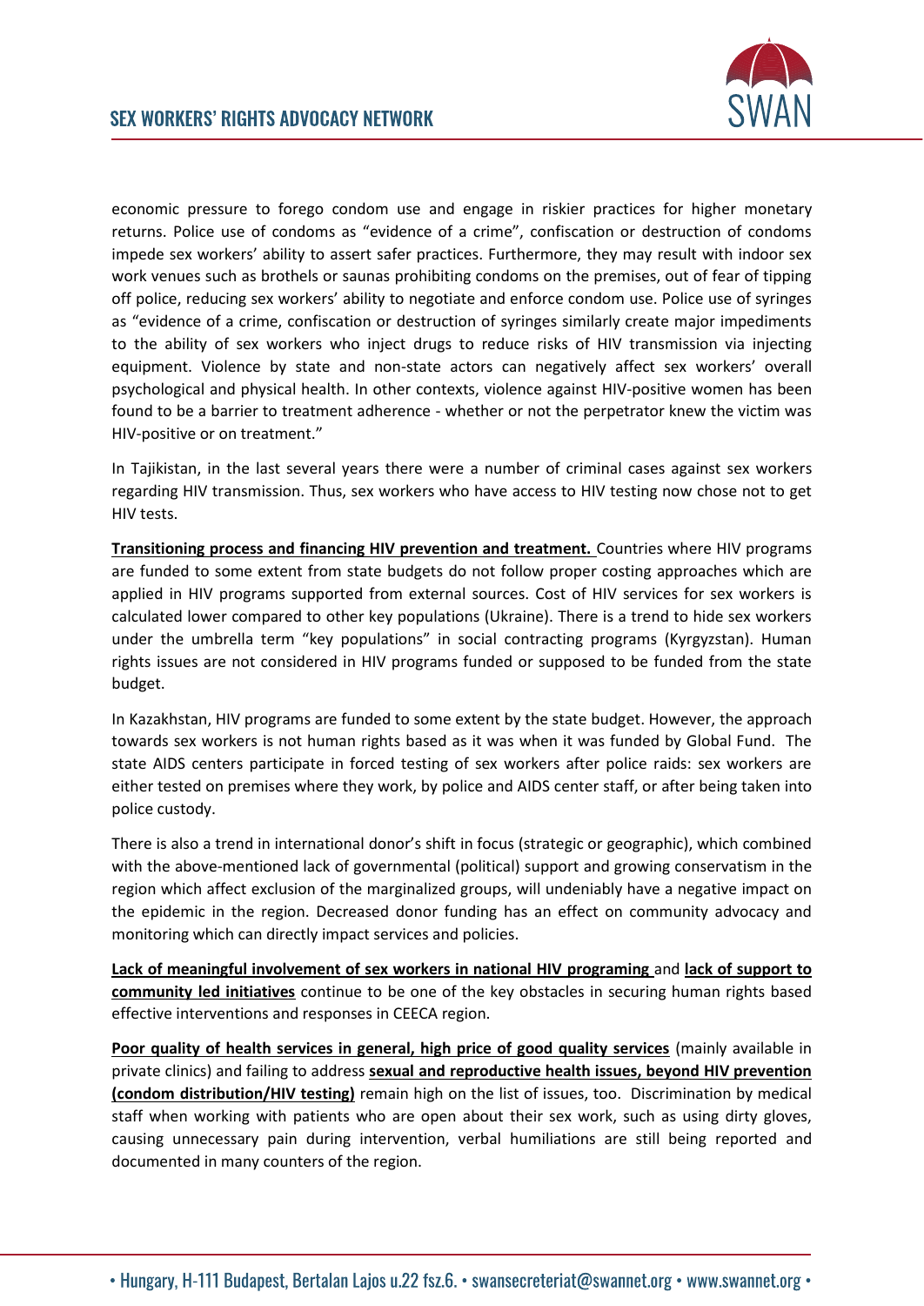economic pressure to forego condom use and engage in riskier practices for higher monetary returns. Police use of condoms as "evidence of a crime", confiscation or destruction of condoms impede sex workers' ability to assert safer practices. Furthermore, they may result with indoor sex work venues such as brothels or saunas prohibiting condoms on the premises, out of fear of tipping off police, reducing sex workers' ability to negotiate and enforce condom use. Police use of syringes as "evidence of a crime, confiscation or destruction of syringes similarly create major impediments to the ability of sex workers who inject drugs to reduce risks of HIV transmission via injecting equipment. Violence by state and non-state actors can negatively affect sex workers' overall psychological and physical health. In other contexts, violence against HIV-positive women has been found to be a barrier to treatment adherence - whether or not the perpetrator knew the victim was HIV-positive or on treatment."

In Tajikistan, in the last several years there were a number of criminal cases against sex workers regarding HIV transmission. Thus, sex workers who have access to HIV testing now chose not to get HIV tests.

**Transitioning process and financing HIV prevention and treatment.** Countries where HIV programs are funded to some extent from state budgets do not follow proper costing approaches which are applied in HIV programs supported from external sources. Cost of HIV services for sex workers is calculated lower compared to other key populations (Ukraine). There is a trend to hide sex workers under the umbrella term "key populations" in social contracting programs (Kyrgyzstan). Human rights issues are not considered in HIV programs funded or supposed to be funded from the state budget.

In Kazakhstan, HIV programs are funded to some extent by the state budget. However, the approach towards sex workers is not human rights based as it was when it was funded by Global Fund. The state AIDS centers participate in forced testing of sex workers after police raids: sex workers are either tested on premises where they work, by police and AIDS center staff, or after being taken into police custody.

There is also a trend in international donor's shift in focus (strategic or geographic), which combined with the above-mentioned lack of governmental (political) support and growing conservatism in the region which affect exclusion of the marginalized groups, will undeniably have a negative impact on the epidemic in the region. Decreased donor funding has an effect on community advocacy and monitoring which can directly impact services and policies.

**Lack of meaningful involvement of sex workers in national HIV programing** and **lack of support to community led initiatives** continue to be one of the key obstacles in securing human rights based effective interventions and responses in CEECA region.

**Poor quality of health services in general, high price of good quality services** (mainly available in private clinics) and failing to address **sexual and reproductive health issues, beyond HIV prevention (condom distribution/HIV testing)** remain high on the list of issues, too. Discrimination by medical staff when working with patients who are open about their sex work, such as using dirty gloves, causing unnecessary pain during intervention, verbal humiliations are still being reported and documented in many counters of the region.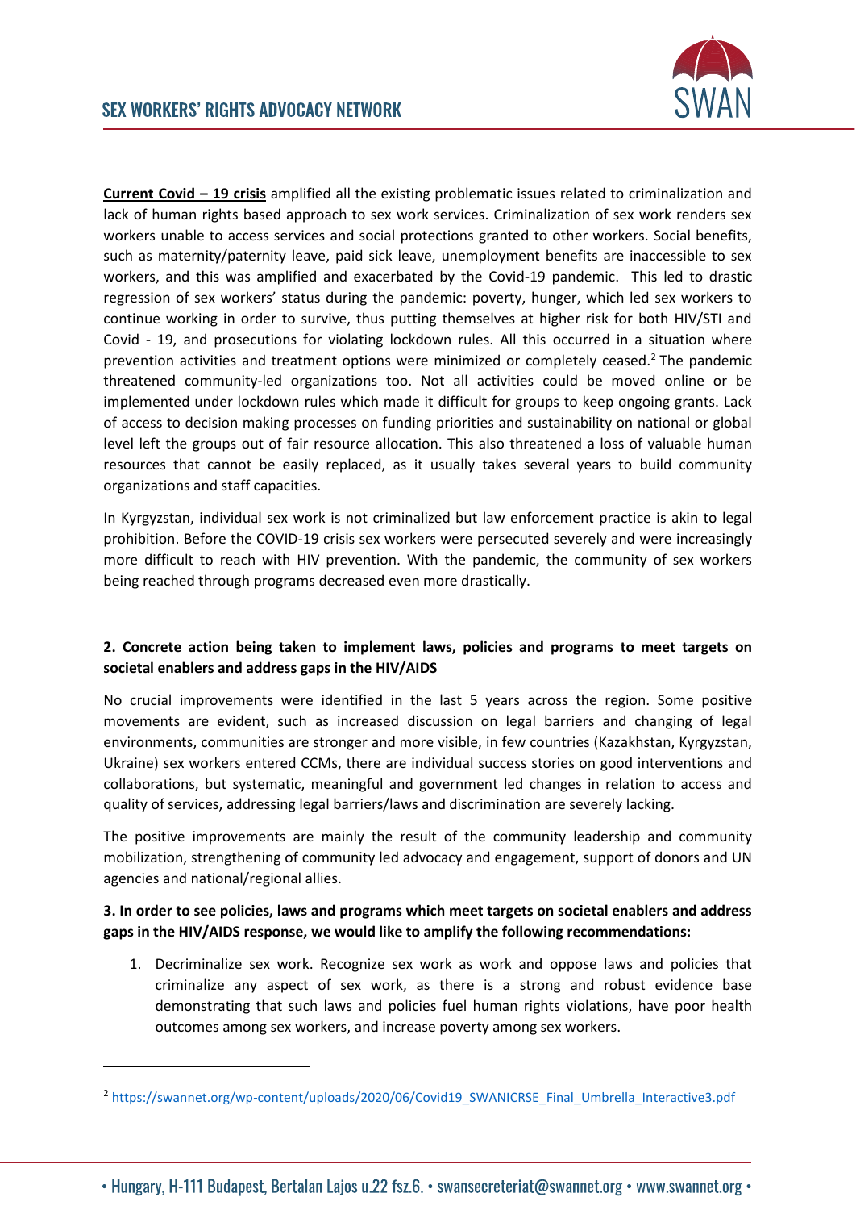**Current Covid – 19 crisis** amplified all the existing problematic issues related to criminalization and lack of human rights based approach to sex work services. Criminalization of sex work renders sex workers unable to access services and social protections granted to other workers. Social benefits, such as maternity/paternity leave, paid sick leave, unemployment benefits are inaccessible to sex workers, and this was amplified and exacerbated by the Covid-19 pandemic. This led to drastic regression of sex workers' status during the pandemic: poverty, hunger, which led sex workers to continue working in order to survive, thus putting themselves at higher risk for both HIV/STI and Covid - 19, and prosecutions for violating lockdown rules. All this occurred in a situation where prevention activities and treatment options were minimized or completely ceased.[2] The pandemic threatened community-led organizations too. Not all activities could be moved online or be implemented under lockdown rules which made it difficult for groups to keep ongoing grants. Lack of access to decision making processes on funding priorities and sustainability on national or global level left the groups out of fair resource allocation. This also threatened a loss of valuable human resources that cannot be easily replaced, as it usually takes several years to build community organizations and staff capacities.

In Kyrgyzstan, individual sex work is not criminalized but law enforcement practice is akin to legal prohibition. Before the COVID-19 crisis sex workers were persecuted severely and were increasingly more difficult to reach with HIV prevention. With the pandemic, the community of sex workers being reached through programs decreased even more drastically.

**2. Concrete action being taken to implement laws, policies and programs to meet targets on societal enablers and address gaps in the HIV/AIDS**

No crucial improvements were identified in the last 5 years across the region. Some positive movements are evident, such as increased discussion on legal barriers and changing of legal environments, communities are stronger and more visible, in few countries (Kazakhstan, Kyrgyzstan, Ukraine) sex workers entered CCMs, there are individual success stories on good interventions and collaborations, but systematic, meaningful and government led changes in relation to access and quality of services, addressing legal barriers/laws and discrimination are severely lacking.

The positive improvements are mainly the result of the community leadership and community mobilization, strengthening of community led advocacy and engagement, support of donors and UN agencies and national/regional allies.

**3. In order to see policies, laws and programs which meet targets on societal enablers and address gaps in the HIV/AIDS response, we would like to amplify the following recommendations:**

1. Decriminalize sex work. Recognize sex work as work and oppose laws and policies that criminalize any aspect of sex work, as there is a strong and robust evidence base demonstrating that such laws and policies fuel human rights violations, have poor health outcomes among sex workers, and increase poverty among sex workers.

---

[2] https://swannet.org/wp-content/uploads/2020/06/Covid19_SWANICRSE_Final_Umbrella_Interactive3.pdf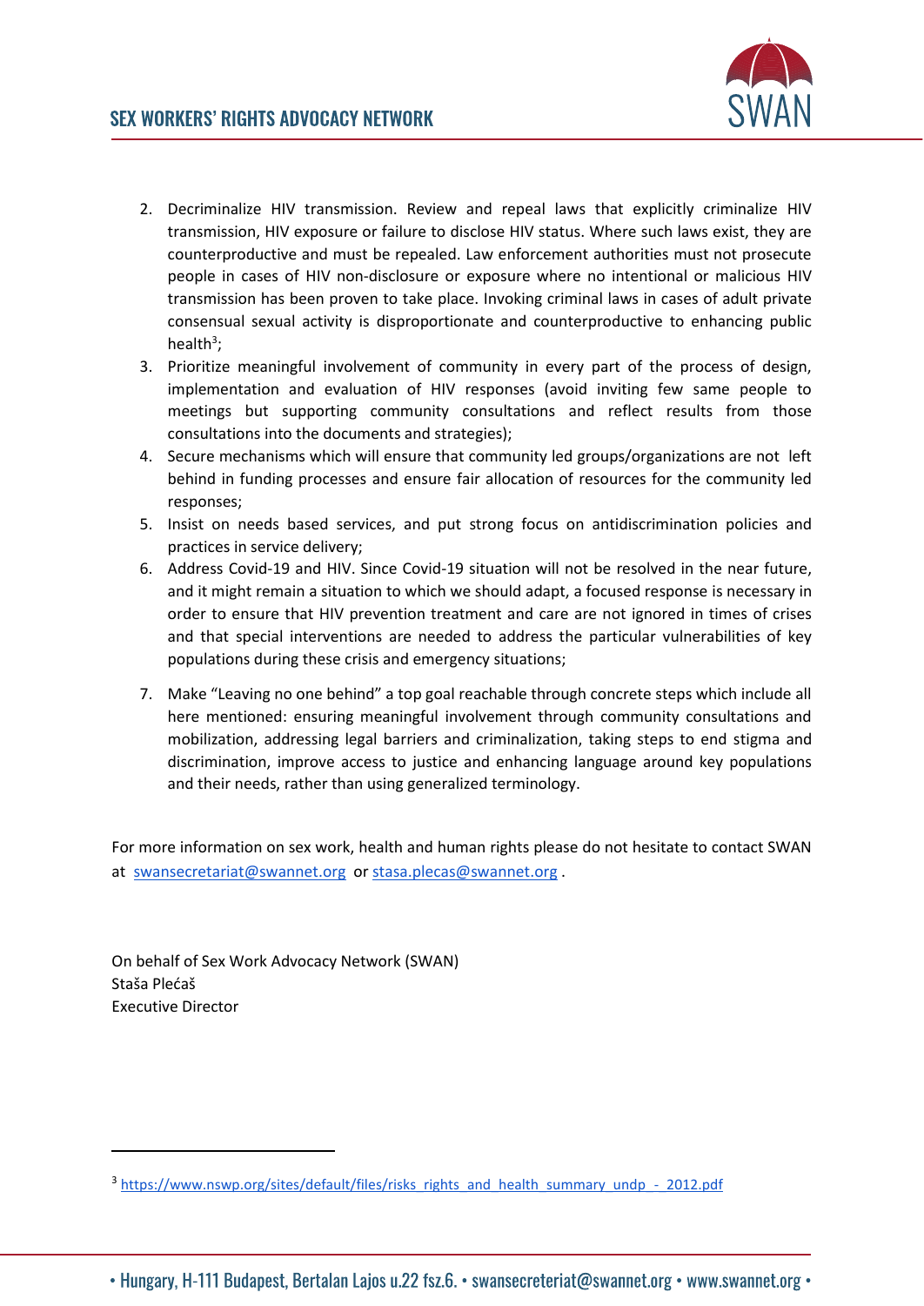2. Decriminalize HIV transmission. Review and repeal laws that explicitly criminalize HIV transmission, HIV exposure or failure to disclose HIV status. Where such laws exist, they are counterproductive and must be repealed. Law enforcement authorities must not prosecute people in cases of HIV non-disclosure or exposure where no intentional or malicious HIV transmission has been proven to take place. Invoking criminal laws in cases of adult private consensual sexual activity is disproportionate and counterproductive to enhancing public health[3];
3. Prioritize meaningful involvement of community in every part of the process of design, implementation and evaluation of HIV responses (avoid inviting few same people to meetings but supporting community consultations and reflect results from those consultations into the documents and strategies);
4. Secure mechanisms which will ensure that community led groups/organizations are not left behind in funding processes and ensure fair allocation of resources for the community led responses;
5. Insist on needs based services, and put strong focus on antidiscrimination policies and practices in service delivery;
6. Address Covid-19 and HIV. Since Covid-19 situation will not be resolved in the near future, and it might remain a situation to which we should adapt, a focused response is necessary in order to ensure that HIV prevention treatment and care are not ignored in times of crises and that special interventions are needed to address the particular vulnerabilities of key populations during these crisis and emergency situations;
7. Make "Leaving no one behind" a top goal reachable through concrete steps which include all here mentioned: ensuring meaningful involvement through community consultations and mobilization, addressing legal barriers and criminalization, taking steps to end stigma and discrimination, improve access to justice and enhancing language around key populations and their needs, rather than using generalized terminology.

For more information on sex work, health and human rights please do not hesitate to contact SWAN at swansecretariat@swannet.org or stasa.plecas@swannet.org .

On behalf of Sex Work Advocacy Network (SWAN)
Staša Plećaš
Executive Director

[3] https://www.nswp.org/sites/default/files/risks_rights_and_health_summary_undp_-_2012.pdf